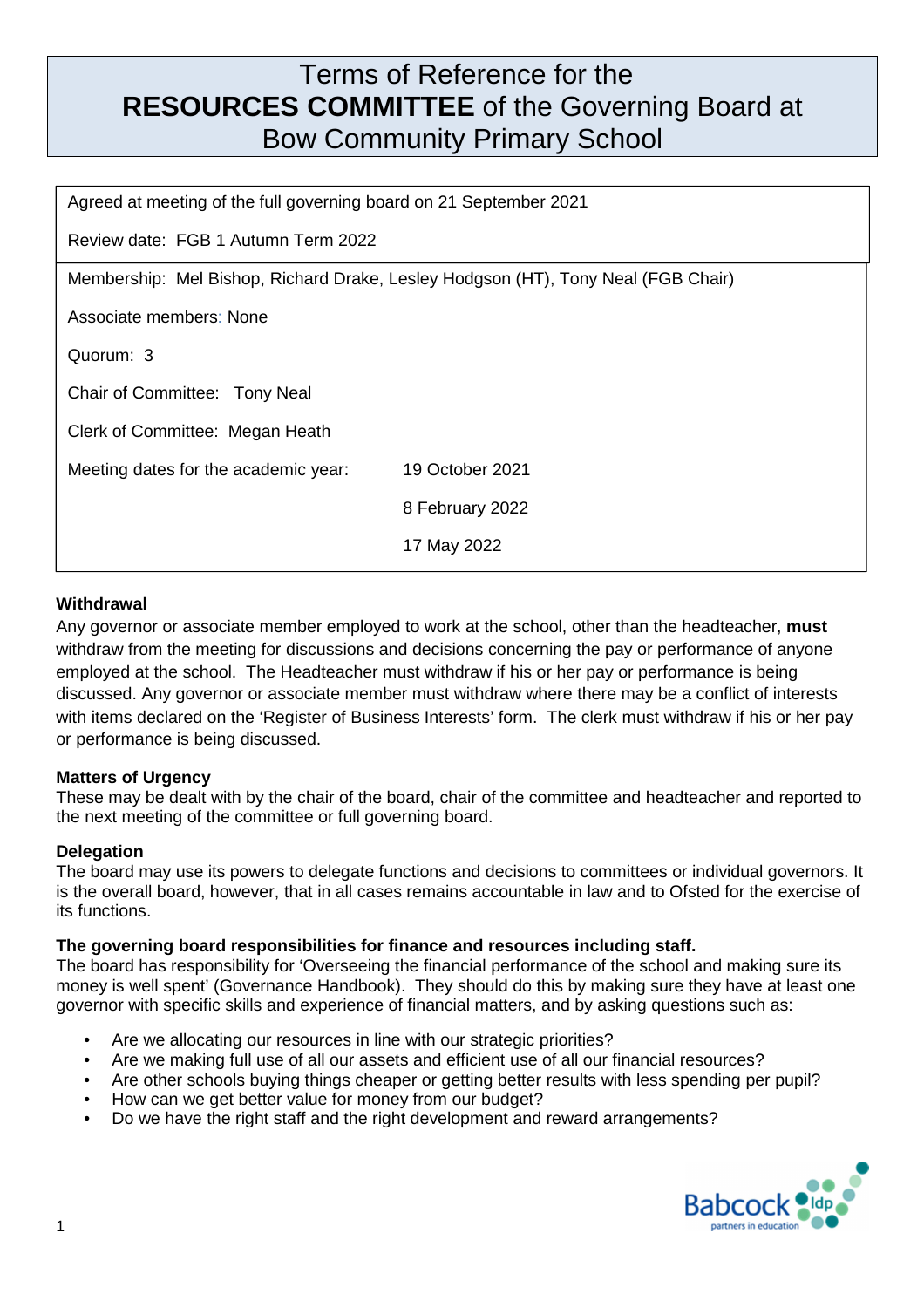# Terms of Reference for the **RESOURCES COMMITTEE** of the Governing Board at Bow Community Primary School

Agreed at meeting of the full governing board on 21 September 2021

Review date: FGB 1 Autumn Term 2022

Membership: Mel Bishop, Richard Drake, Lesley Hodgson (HT), Tony Neal (FGB Chair)

Associate members: None

Quorum: 3

Chair of Committee: Tony Neal

Clerk of Committee: Megan Heath

| Meeting dates for the academic year: | 19 October 2021 |
|---|---|
| | 8 February 2022 |
| | 17 May 2022 |

**Withdrawal**

Any governor or associate member employed to work at the school, other than the headteacher, **must** withdraw from the meeting for discussions and decisions concerning the pay or performance of anyone employed at the school. The Headteacher must withdraw if his or her pay or performance is being discussed. Any governor or associate member must withdraw where there may be a conflict of interests with items declared on the 'Register of Business Interests' form. The clerk must withdraw if his or her pay or performance is being discussed.

**Matters of Urgency**

These may be dealt with by the chair of the board, chair of the committee and headteacher and reported to the next meeting of the committee or full governing board.

**Delegation**

The board may use its powers to delegate functions and decisions to committees or individual governors. It is the overall board, however, that in all cases remains accountable in law and to Ofsted for the exercise of its functions.

**The governing board responsibilities for finance and resources including staff.**

The board has responsibility for 'Overseeing the financial performance of the school and making sure its money is well spent' (Governance Handbook). They should do this by making sure they have at least one governor with specific skills and experience of financial matters, and by asking questions such as:

- Are we allocating our resources in line with our strategic priorities?
- Are we making full use of all our assets and efficient use of all our financial resources?
- Are other schools buying things cheaper or getting better results with less spending per pupil?
- How can we get better value for money from our budget?
- Do we have the right staff and the right development and reward arrangements?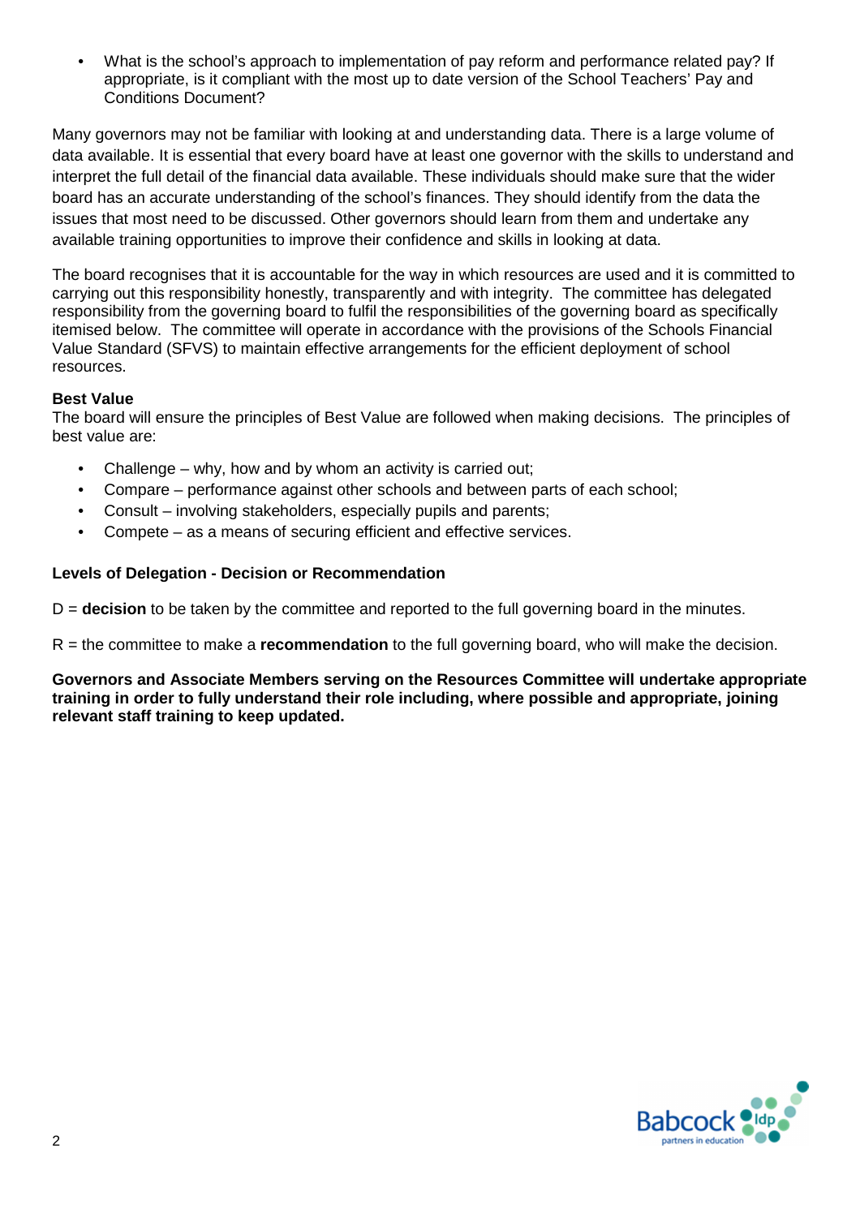- What is the school's approach to implementation of pay reform and performance related pay? If appropriate, is it compliant with the most up to date version of the School Teachers' Pay and Conditions Document?

Many governors may not be familiar with looking at and understanding data. There is a large volume of data available. It is essential that every board have at least one governor with the skills to understand and interpret the full detail of the financial data available. These individuals should make sure that the wider board has an accurate understanding of the school's finances. They should identify from the data the issues that most need to be discussed. Other governors should learn from them and undertake any available training opportunities to improve their confidence and skills in looking at data.

The board recognises that it is accountable for the way in which resources are used and it is committed to carrying out this responsibility honestly, transparently and with integrity. The committee has delegated responsibility from the governing board to fulfil the responsibilities of the governing board as specifically itemised below. The committee will operate in accordance with the provisions of the Schools Financial Value Standard (SFVS) to maintain effective arrangements for the efficient deployment of school resources.

**Best Value**

The board will ensure the principles of Best Value are followed when making decisions. The principles of best value are:

- Challenge – why, how and by whom an activity is carried out;
- Compare – performance against other schools and between parts of each school;
- Consult – involving stakeholders, especially pupils and parents;
- Compete – as a means of securing efficient and effective services.

**Levels of Delegation - Decision or Recommendation**

D = **decision** to be taken by the committee and reported to the full governing board in the minutes.

R = the committee to make a **recommendation** to the full governing board, who will make the decision.

**Governors and Associate Members serving on the Resources Committee will undertake appropriate training in order to fully understand their role including, where possible and appropriate, joining relevant staff training to keep updated.**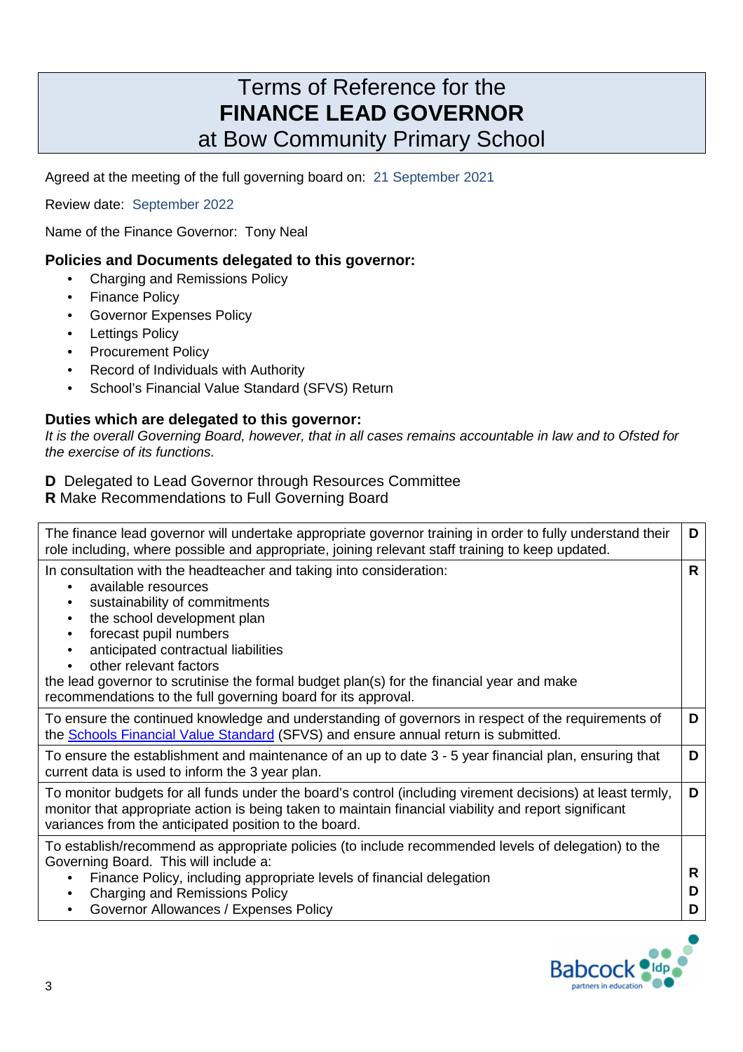# Terms of Reference for the **FINANCE LEAD GOVERNOR** at Bow Community Primary School

Agreed at the meeting of the full governing board on: 21 September 2021

Review date: September 2022

Name of the Finance Governor: Tony Neal

### Policies and Documents delegated to this governor:

- Charging and Remissions Policy
- Finance Policy
- Governor Expenses Policy
- Lettings Policy
- Procurement Policy
- Record of Individuals with Authority
- School's Financial Value Standard (SFVS) Return

### Duties which are delegated to this governor:

*It is the overall Governing Board, however, that in all cases remains accountable in law and to Ofsted for the exercise of its functions.*

**D** Delegated to Lead Governor through Resources Committee
**R** Make Recommendations to Full Governing Board

| | |
|---|---|
| The finance lead governor will undertake appropriate governor training in order to fully understand their role including, where possible and appropriate, joining relevant staff training to keep updated. | **D** |
| In consultation with the headteacher and taking into consideration:<br>• available resources<br>• sustainability of commitments<br>• the school development plan<br>• forecast pupil numbers<br>• anticipated contractual liabilities<br>• other relevant factors<br>the lead governor to scrutinise the formal budget plan(s) for the financial year and make recommendations to the full governing board for its approval. | **R** |
| To ensure the continued knowledge and understanding of governors in respect of the requirements of the [Schools Financial Value Standard]() (SFVS) and ensure annual return is submitted. | **D** |
| To ensure the establishment and maintenance of an up to date 3 - 5 year financial plan, ensuring that current data is used to inform the 3 year plan. | **D** |
| To monitor budgets for all funds under the board's control (including virement decisions) at least termly, monitor that appropriate action is being taken to maintain financial viability and report significant variances from the anticipated position to the board. | **D** |
| To establish/recommend as appropriate policies (to include recommended levels of delegation) to the Governing Board. This will include a:<br>• Finance Policy, including appropriate levels of financial delegation<br>• Charging and Remissions Policy<br>• Governor Allowances / Expenses Policy | <br>**R**<br>**D**<br>**D** |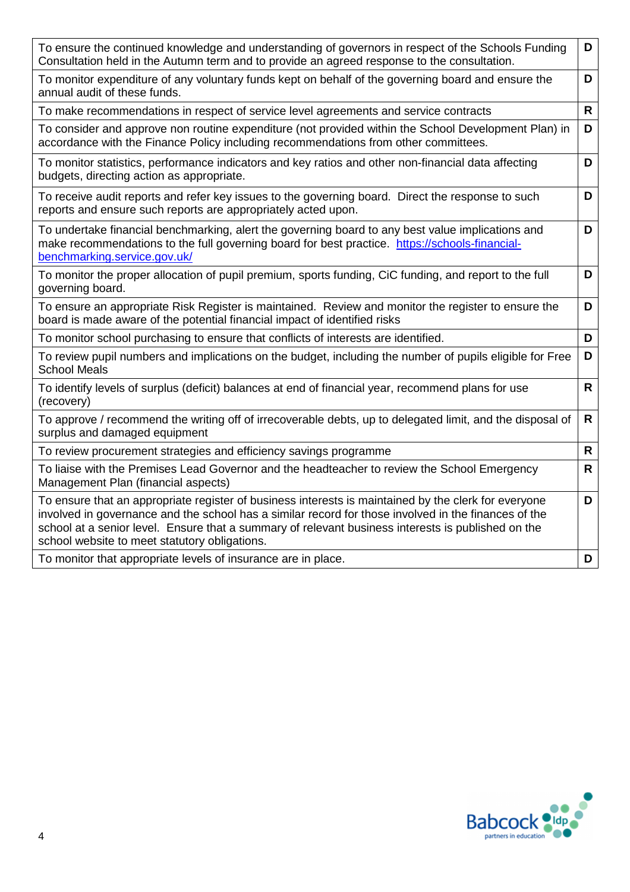| | |
|---|---|
| To ensure the continued knowledge and understanding of governors in respect of the Schools Funding Consultation held in the Autumn term and to provide an agreed response to the consultation. | **D** |
| To monitor expenditure of any voluntary funds kept on behalf of the governing board and ensure the annual audit of these funds. | **D** |
| To make recommendations in respect of service level agreements and service contracts | **R** |
| To consider and approve non routine expenditure (not provided within the School Development Plan) in accordance with the Finance Policy including recommendations from other committees. | **D** |
| To monitor statistics, performance indicators and key ratios and other non-financial data affecting budgets, directing action as appropriate. | **D** |
| To receive audit reports and refer key issues to the governing board. Direct the response to such reports and ensure such reports are appropriately acted upon. | **D** |
| To undertake financial benchmarking, alert the governing board to any best value implications and make recommendations to the full governing board for best practice. [https://schools-financial-benchmarking.service.gov.uk/](https://schools-financial-benchmarking.service.gov.uk/) | **D** |
| To monitor the proper allocation of pupil premium, sports funding, CiC funding, and report to the full governing board. | **D** |
| To ensure an appropriate Risk Register is maintained. Review and monitor the register to ensure the board is made aware of the potential financial impact of identified risks | **D** |
| To monitor school purchasing to ensure that conflicts of interests are identified. | **D** |
| To review pupil numbers and implications on the budget, including the number of pupils eligible for Free School Meals | **D** |
| To identify levels of surplus (deficit) balances at end of financial year, recommend plans for use (recovery) | **R** |
| To approve / recommend the writing off of irrecoverable debts, up to delegated limit, and the disposal of surplus and damaged equipment | **R** |
| To review procurement strategies and efficiency savings programme | **R** |
| To liaise with the Premises Lead Governor and the headteacher to review the School Emergency Management Plan (financial aspects) | **R** |
| To ensure that an appropriate register of business interests is maintained by the clerk for everyone involved in governance and the school has a similar record for those involved in the finances of the school at a senior level. Ensure that a summary of relevant business interests is published on the school website to meet statutory obligations. | **D** |
| To monitor that appropriate levels of insurance are in place. | **D** |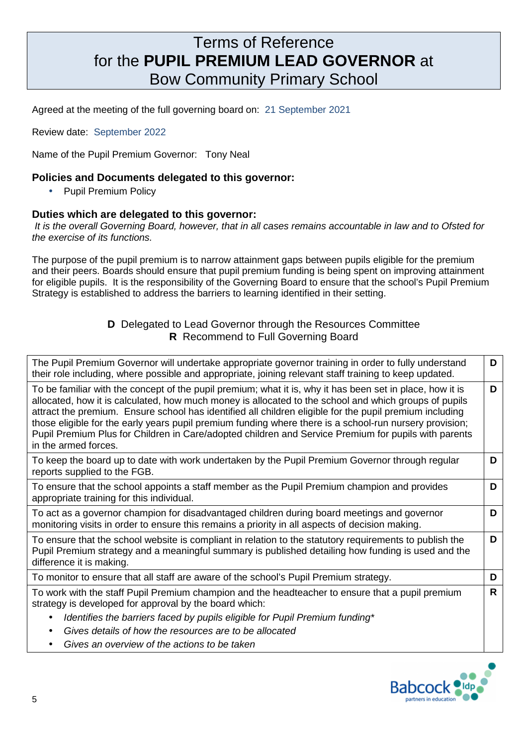# Terms of Reference for the **PUPIL PREMIUM LEAD GOVERNOR** at Bow Community Primary School

Agreed at the meeting of the full governing board on: 21 September 2021

Review date: September 2022

Name of the Pupil Premium Governor: Tony Neal

### Policies and Documents delegated to this governor:

- Pupil Premium Policy

### Duties which are delegated to this governor:

*It is the overall Governing Board, however, that in all cases remains accountable in law and to Ofsted for the exercise of its functions.*

The purpose of the pupil premium is to narrow attainment gaps between pupils eligible for the premium and their peers. Boards should ensure that pupil premium funding is being spent on improving attainment for eligible pupils. It is the responsibility of the Governing Board to ensure that the school's Pupil Premium Strategy is established to address the barriers to learning identified in their setting.

**D** Delegated to Lead Governor through the Resources Committee
**R** Recommend to Full Governing Board

| Duty | |
|---|---|
| The Pupil Premium Governor will undertake appropriate governor training in order to fully understand their role including, where possible and appropriate, joining relevant staff training to keep updated. | **D** |
| To be familiar with the concept of the pupil premium; what it is, why it has been set in place, how it is allocated, how it is calculated, how much money is allocated to the school and which groups of pupils attract the premium. Ensure school has identified all children eligible for the pupil premium including those eligible for the early years pupil premium funding where there is a school-run nursery provision; Pupil Premium Plus for Children in Care/adopted children and Service Premium for pupils with parents in the armed forces. | **D** |
| To keep the board up to date with work undertaken by the Pupil Premium Governor through regular reports supplied to the FGB. | **D** |
| To ensure that the school appoints a staff member as the Pupil Premium champion and provides appropriate training for this individual. | **D** |
| To act as a governor champion for disadvantaged children during board meetings and governor monitoring visits in order to ensure this remains a priority in all aspects of decision making. | **D** |
| To ensure that the school website is compliant in relation to the statutory requirements to publish the Pupil Premium strategy and a meaningful summary is published detailing how funding is used and the difference it is making. | **D** |
| To monitor to ensure that all staff are aware of the school's Pupil Premium strategy. | **D** |
| To work with the staff Pupil Premium champion and the headteacher to ensure that a pupil premium strategy is developed for approval by the board which:<br>• *Identifies the barriers faced by pupils eligible for Pupil Premium funding**<br>• *Gives details of how the resources are to be allocated*<br>• *Gives an overview of the actions to be taken* | **R** |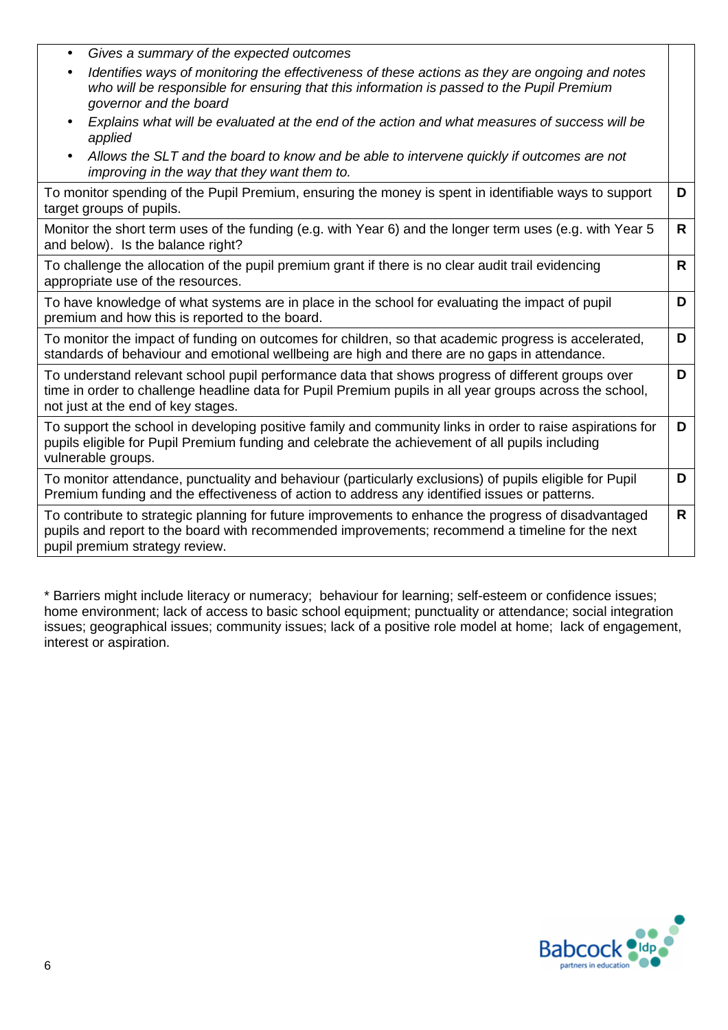| | |
|---|---|
| <ul><li>*Gives a summary of the expected outcomes*</li><li>*Identifies ways of monitoring the effectiveness of these actions as they are ongoing and notes who will be responsible for ensuring that this information is passed to the Pupil Premium governor and the board*</li><li>*Explains what will be evaluated at the end of the action and what measures of success will be applied*</li><li>*Allows the SLT and the board to know and be able to intervene quickly if outcomes are not improving in the way that they want them to.*</li></ul> | |
| To monitor spending of the Pupil Premium, ensuring the money is spent in identifiable ways to support target groups of pupils. | **D** |
| Monitor the short term uses of the funding (e.g. with Year 6) and the longer term uses (e.g. with Year 5 and below). Is the balance right? | **R** |
| To challenge the allocation of the pupil premium grant if there is no clear audit trail evidencing appropriate use of the resources. | **R** |
| To have knowledge of what systems are in place in the school for evaluating the impact of pupil premium and how this is reported to the board. | **D** |
| To monitor the impact of funding on outcomes for children, so that academic progress is accelerated, standards of behaviour and emotional wellbeing are high and there are no gaps in attendance. | **D** |
| To understand relevant school pupil performance data that shows progress of different groups over time in order to challenge headline data for Pupil Premium pupils in all year groups across the school, not just at the end of key stages. | **D** |
| To support the school in developing positive family and community links in order to raise aspirations for pupils eligible for Pupil Premium funding and celebrate the achievement of all pupils including vulnerable groups. | **D** |
| To monitor attendance, punctuality and behaviour (particularly exclusions) of pupils eligible for Pupil Premium funding and the effectiveness of action to address any identified issues or patterns. | **D** |
| To contribute to strategic planning for future improvements to enhance the progress of disadvantaged pupils and report to the board with recommended improvements; recommend a timeline for the next pupil premium strategy review. | **R** |

* Barriers might include literacy or numeracy; behaviour for learning; self-esteem or confidence issues; home environment; lack of access to basic school equipment; punctuality or attendance; social integration issues; geographical issues; community issues; lack of a positive role model at home; lack of engagement, interest or aspiration.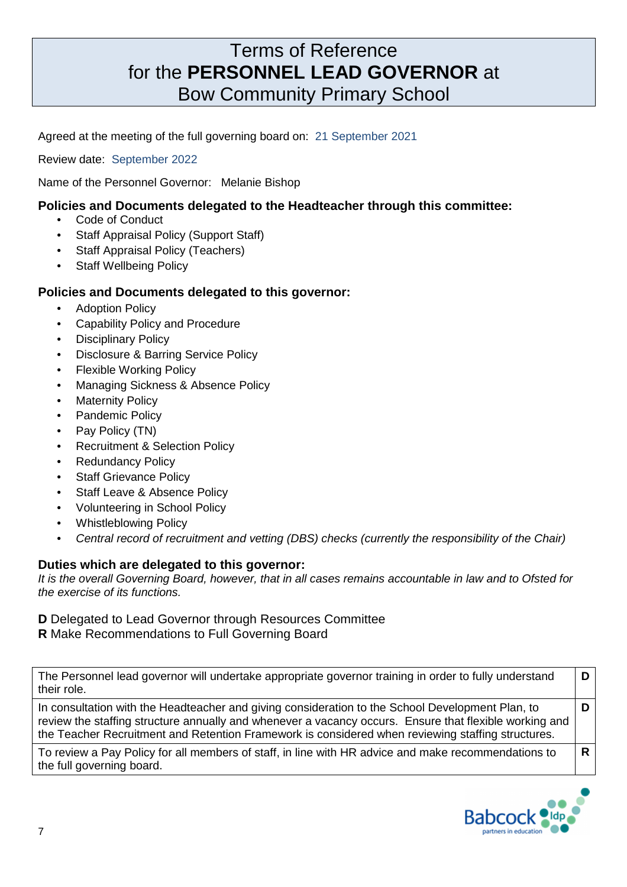# Terms of Reference
# for the **PERSONNEL LEAD GOVERNOR** at
# Bow Community Primary School

Agreed at the meeting of the full governing board on: 21 September 2021

Review date: September 2022

Name of the Personnel Governor: Melanie Bishop

### Policies and Documents delegated to the Headteacher through this committee:

- Code of Conduct
- Staff Appraisal Policy (Support Staff)
- Staff Appraisal Policy (Teachers)
- Staff Wellbeing Policy

### Policies and Documents delegated to this governor:

- Adoption Policy
- Capability Policy and Procedure
- Disciplinary Policy
- Disclosure & Barring Service Policy
- Flexible Working Policy
- Managing Sickness & Absence Policy
- Maternity Policy
- Pandemic Policy
- Pay Policy (TN)
- Recruitment & Selection Policy
- Redundancy Policy
- Staff Grievance Policy
- Staff Leave & Absence Policy
- Volunteering in School Policy
- Whistleblowing Policy
- *Central record of recruitment and vetting (DBS) checks (currently the responsibility of the Chair)*

### Duties which are delegated to this governor:

*It is the overall Governing Board, however, that in all cases remains accountable in law and to Ofsted for the exercise of its functions.*

**D** Delegated to Lead Governor through Resources Committee
**R** Make Recommendations to Full Governing Board

| | |
|---|---|
| The Personnel lead governor will undertake appropriate governor training in order to fully understand their role. | **D** |
| In consultation with the Headteacher and giving consideration to the School Development Plan, to review the staffing structure annually and whenever a vacancy occurs. Ensure that flexible working and the Teacher Recruitment and Retention Framework is considered when reviewing staffing structures. | **D** |
| To review a Pay Policy for all members of staff, in line with HR advice and make recommendations to the full governing board. | **R** |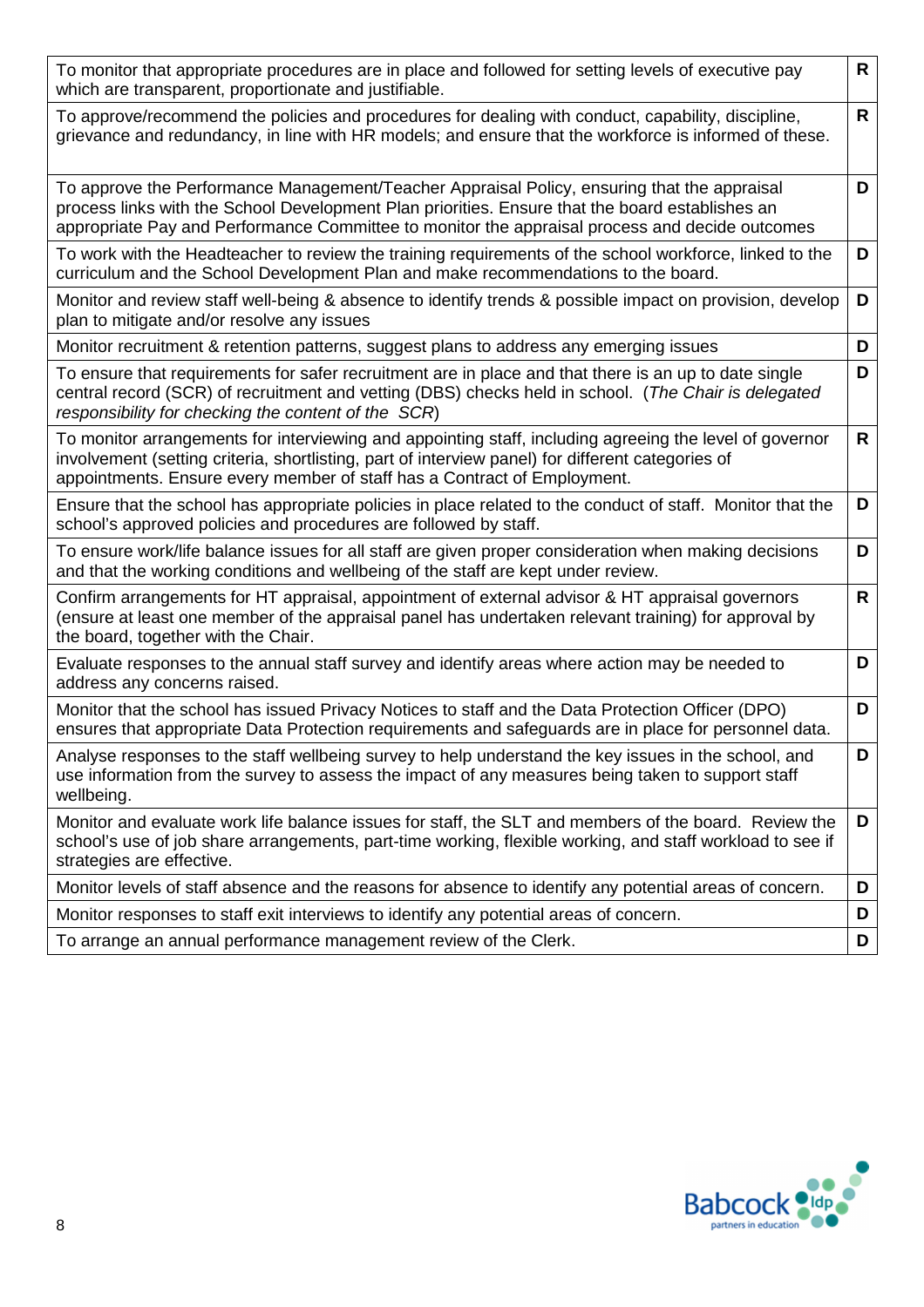| | |
|---|---|
| To monitor that appropriate procedures are in place and followed for setting levels of executive pay which are transparent, proportionate and justifiable. | R |
| To approve/recommend the policies and procedures for dealing with conduct, capability, discipline, grievance and redundancy, in line with HR models; and ensure that the workforce is informed of these. | R |
| To approve the Performance Management/Teacher Appraisal Policy, ensuring that the appraisal process links with the School Development Plan priorities. Ensure that the board establishes an appropriate Pay and Performance Committee to monitor the appraisal process and decide outcomes | D |
| To work with the Headteacher to review the training requirements of the school workforce, linked to the curriculum and the School Development Plan and make recommendations to the board. | D |
| Monitor and review staff well-being & absence to identify trends & possible impact on provision, develop plan to mitigate and/or resolve any issues | D |
| Monitor recruitment & retention patterns, suggest plans to address any emerging issues | D |
| To ensure that requirements for safer recruitment are in place and that there is an up to date single central record (SCR) of recruitment and vetting (DBS) checks held in school. (*The Chair is delegated responsibility for checking the content of the SCR*) | D |
| To monitor arrangements for interviewing and appointing staff, including agreeing the level of governor involvement (setting criteria, shortlisting, part of interview panel) for different categories of appointments. Ensure every member of staff has a Contract of Employment. | R |
| Ensure that the school has appropriate policies in place related to the conduct of staff. Monitor that the school's approved policies and procedures are followed by staff. | D |
| To ensure work/life balance issues for all staff are given proper consideration when making decisions and that the working conditions and wellbeing of the staff are kept under review. | D |
| Confirm arrangements for HT appraisal, appointment of external advisor & HT appraisal governors (ensure at least one member of the appraisal panel has undertaken relevant training) for approval by the board, together with the Chair. | R |
| Evaluate responses to the annual staff survey and identify areas where action may be needed to address any concerns raised. | D |
| Monitor that the school has issued Privacy Notices to staff and the Data Protection Officer (DPO) ensures that appropriate Data Protection requirements and safeguards are in place for personnel data. | D |
| Analyse responses to the staff wellbeing survey to help understand the key issues in the school, and use information from the survey to assess the impact of any measures being taken to support staff wellbeing. | D |
| Monitor and evaluate work life balance issues for staff, the SLT and members of the board. Review the school's use of job share arrangements, part-time working, flexible working, and staff workload to see if strategies are effective. | D |
| Monitor levels of staff absence and the reasons for absence to identify any potential areas of concern. | D |
| Monitor responses to staff exit interviews to identify any potential areas of concern. | D |
| To arrange an annual performance management review of the Clerk. | D |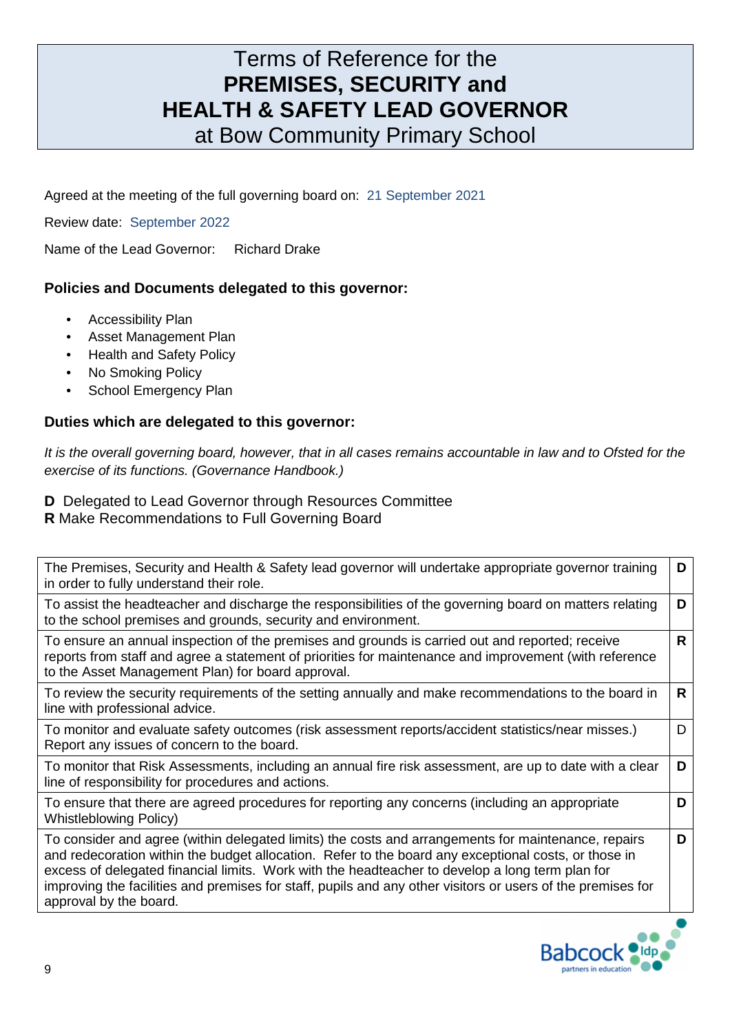# Terms of Reference for the **PREMISES, SECURITY and HEALTH & SAFETY LEAD GOVERNOR** at Bow Community Primary School

Agreed at the meeting of the full governing board on: 21 September 2021

Review date: September 2022

Name of the Lead Governor: Richard Drake

### Policies and Documents delegated to this governor:

- Accessibility Plan
- Asset Management Plan
- Health and Safety Policy
- No Smoking Policy
- School Emergency Plan

### Duties which are delegated to this governor:

*It is the overall governing board, however, that in all cases remains accountable in law and to Ofsted for the exercise of its functions. (Governance Handbook.)*

**D** Delegated to Lead Governor through Resources Committee
**R** Make Recommendations to Full Governing Board

| | |
|---|---|
| The Premises, Security and Health & Safety lead governor will undertake appropriate governor training in order to fully understand their role. | **D** |
| To assist the headteacher and discharge the responsibilities of the governing board on matters relating to the school premises and grounds, security and environment. | **D** |
| To ensure an annual inspection of the premises and grounds is carried out and reported; receive reports from staff and agree a statement of priorities for maintenance and improvement (with reference to the Asset Management Plan) for board approval. | **R** |
| To review the security requirements of the setting annually and make recommendations to the board in line with professional advice. | **R** |
| To monitor and evaluate safety outcomes (risk assessment reports/accident statistics/near misses.) Report any issues of concern to the board. | D |
| To monitor that Risk Assessments, including an annual fire risk assessment, are up to date with a clear line of responsibility for procedures and actions. | **D** |
| To ensure that there are agreed procedures for reporting any concerns (including an appropriate Whistleblowing Policy) | **D** |
| To consider and agree (within delegated limits) the costs and arrangements for maintenance, repairs and redecoration within the budget allocation. Refer to the board any exceptional costs, or those in excess of delegated financial limits. Work with the headteacher to develop a long term plan for improving the facilities and premises for staff, pupils and any other visitors or users of the premises for approval by the board. | **D** |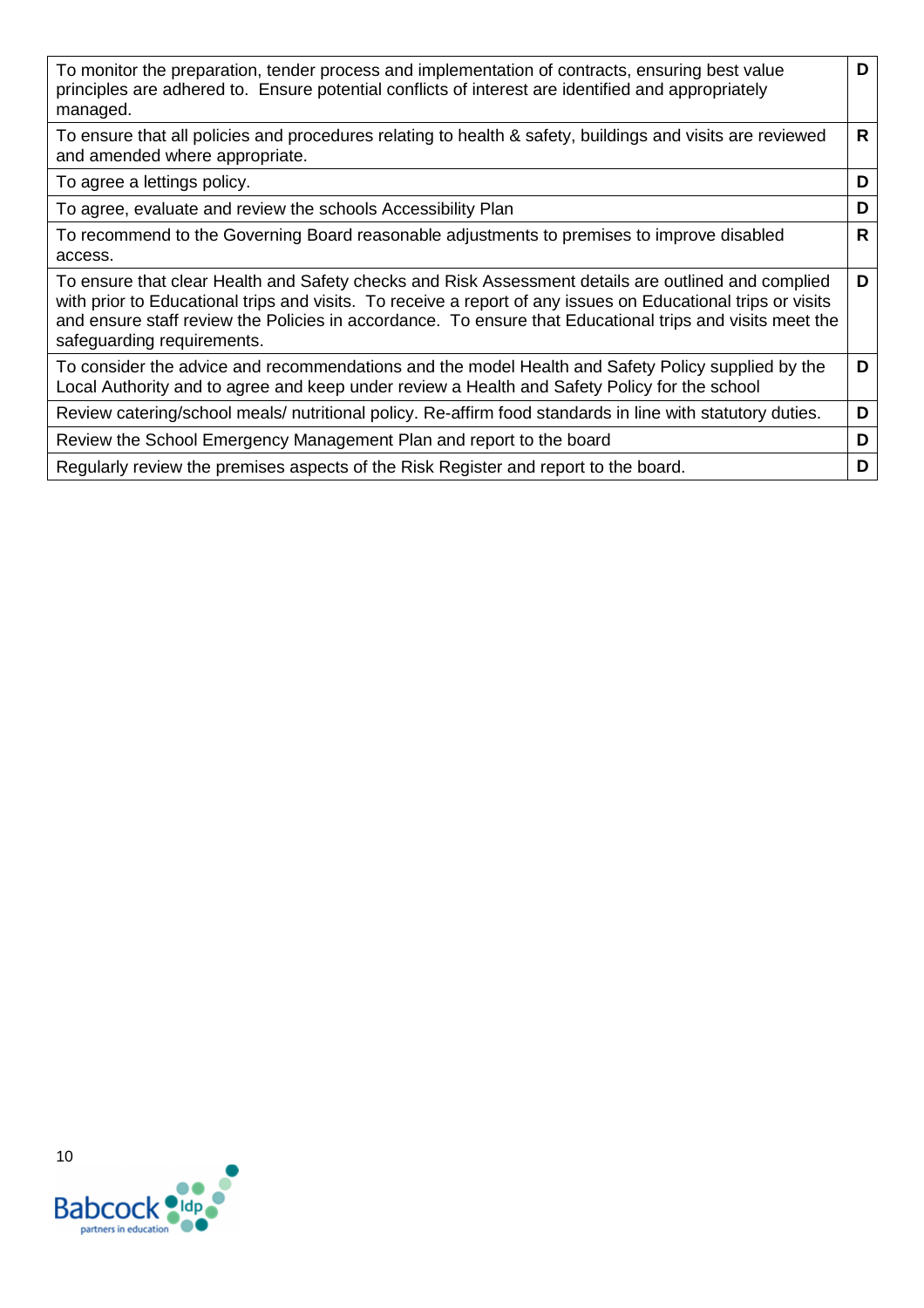| | |
|---|---|
| To monitor the preparation, tender process and implementation of contracts, ensuring best value principles are adhered to. Ensure potential conflicts of interest are identified and appropriately managed. | **D** |
| To ensure that all policies and procedures relating to health & safety, buildings and visits are reviewed and amended where appropriate. | **R** |
| To agree a lettings policy. | **D** |
| To agree, evaluate and review the schools Accessibility Plan | **D** |
| To recommend to the Governing Board reasonable adjustments to premises to improve disabled access. | **R** |
| To ensure that clear Health and Safety checks and Risk Assessment details are outlined and complied with prior to Educational trips and visits. To receive a report of any issues on Educational trips or visits and ensure staff review the Policies in accordance. To ensure that Educational trips and visits meet the safeguarding requirements. | **D** |
| To consider the advice and recommendations and the model Health and Safety Policy supplied by the Local Authority and to agree and keep under review a Health and Safety Policy for the school | **D** |
| Review catering/school meals/ nutritional policy. Re-affirm food standards in line with statutory duties. | **D** |
| Review the School Emergency Management Plan and report to the board | **D** |
| Regularly review the premises aspects of the Risk Register and report to the board. | **D** |